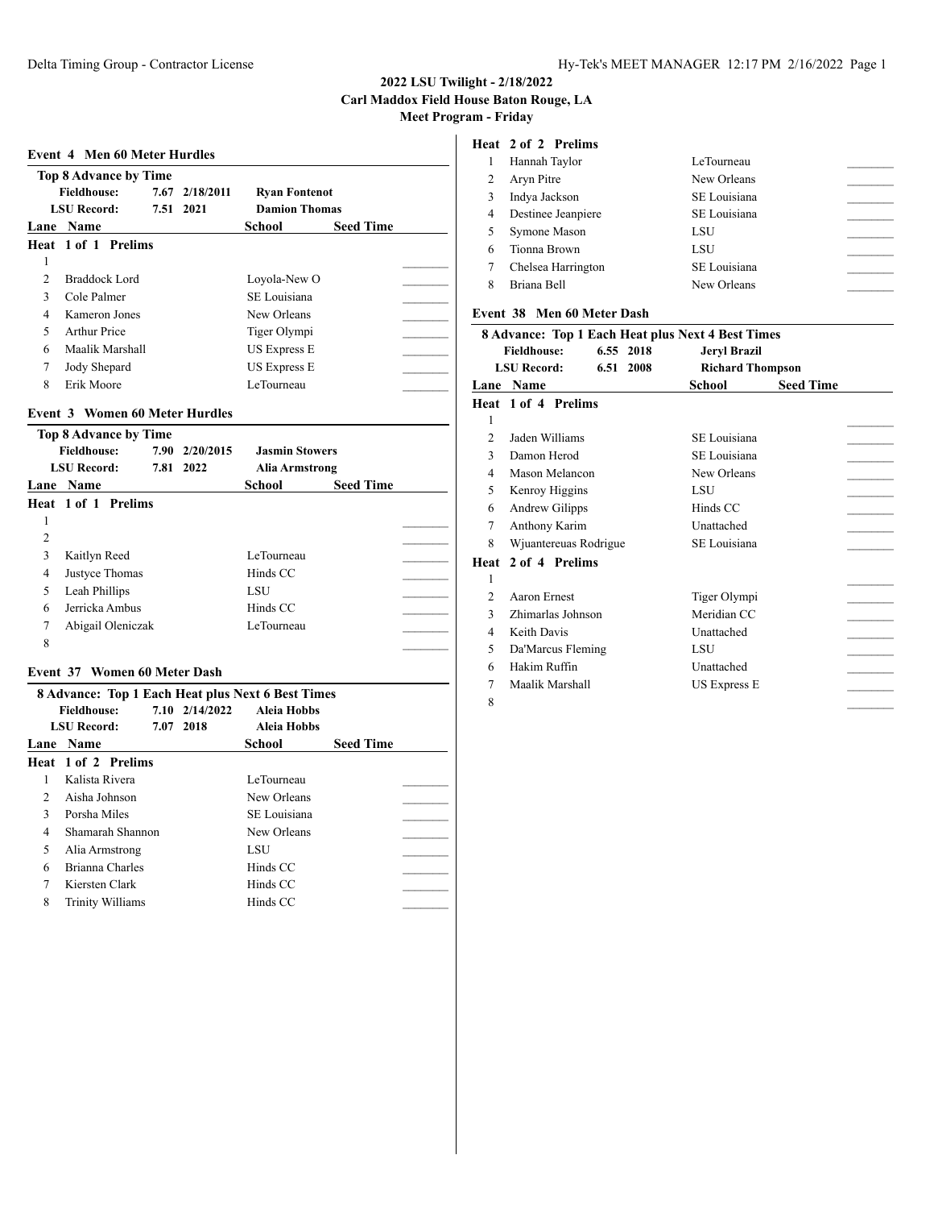**2022 LSU Twilight - 2/18/2022**
**Carl Maddox Field House Baton Rouge, LA**
**Meet Program - Friday**

## Event 4 Men 60 Meter Hurdles

**Top 8 Advance by Time**

| | | | |
|---|---|---|---|
| **Fieldhouse:** | 7.67 | 2/18/2011 | **Ryan Fontenot** |
| **LSU Record:** | 7.51 | 2021 | **Damion Thomas** |

**Heat 1 of 1 Prelims**

| Lane | Name | School | Seed Time |
|---|---|---|---|
| 1 | | | |
| 2 | Braddock Lord | Loyola-New O | |
| 3 | Cole Palmer | SE Louisiana | |
| 4 | Kameron Jones | New Orleans | |
| 5 | Arthur Price | Tiger Olympi | |
| 6 | Maalik Marshall | US Express E | |
| 7 | Jody Shepard | US Express E | |
| 8 | Erik Moore | LeTourneau | |

## Event 3 Women 60 Meter Hurdles

**Top 8 Advance by Time**

| | | | |
|---|---|---|---|
| **Fieldhouse:** | 7.90 | 2/20/2015 | **Jasmin Stowers** |
| **LSU Record:** | 7.81 | 2022 | **Alia Armstrong** |

**Heat 1 of 1 Prelims**

| Lane | Name | School | Seed Time |
|---|---|---|---|
| 1 | | | |
| 2 | | | |
| 3 | Kaitlyn Reed | LeTourneau | |
| 4 | Justyce Thomas | Hinds CC | |
| 5 | Leah Phillips | LSU | |
| 6 | Jerricka Ambus | Hinds CC | |
| 7 | Abigail Oleniczak | LeTourneau | |
| 8 | | | |

## Event 37 Women 60 Meter Dash

**8 Advance: Top 1 Each Heat plus Next 6 Best Times**

| | | | |
|---|---|---|---|
| **Fieldhouse:** | 7.10 | 2/14/2022 | **Aleia Hobbs** |
| **LSU Record:** | 7.07 | 2018 | **Aleia Hobbs** |

**Heat 1 of 2 Prelims**

| Lane | Name | School | Seed Time |
|---|---|---|---|
| 1 | Kalista Rivera | LeTourneau | |
| 2 | Aisha Johnson | New Orleans | |
| 3 | Porsha Miles | SE Louisiana | |
| 4 | Shamarah Shannon | New Orleans | |
| 5 | Alia Armstrong | LSU | |
| 6 | Brianna Charles | Hinds CC | |
| 7 | Kiersten Clark | Hinds CC | |
| 8 | Trinity Williams | Hinds CC | |

**Heat 2 of 2 Prelims**

| Lane | Name | School | Seed Time |
|---|---|---|---|
| 1 | Hannah Taylor | LeTourneau | |
| 2 | Aryn Pitre | New Orleans | |
| 3 | Indya Jackson | SE Louisiana | |
| 4 | Destinee Jeanpiere | SE Louisiana | |
| 5 | Symone Mason | LSU | |
| 6 | Tionna Brown | LSU | |
| 7 | Chelsea Harrington | SE Louisiana | |
| 8 | Briana Bell | New Orleans | |

## Event 38 Men 60 Meter Dash

**8 Advance: Top 1 Each Heat plus Next 4 Best Times**

| | | | |
|---|---|---|---|
| **Fieldhouse:** | 6.55 | 2018 | **Jeryl Brazil** |
| **LSU Record:** | 6.51 | 2008 | **Richard Thompson** |

**Heat 1 of 4 Prelims**

| Lane | Name | School | Seed Time |
|---|---|---|---|
| 1 | | | |
| 2 | Jaden Williams | SE Louisiana | |
| 3 | Damon Herod | SE Louisiana | |
| 4 | Mason Melancon | New Orleans | |
| 5 | Kenroy Higgins | LSU | |
| 6 | Andrew Gilipps | Hinds CC | |
| 7 | Anthony Karim | Unattached | |
| 8 | Wjuantereuas Rodrigue | SE Louisiana | |

**Heat 2 of 4 Prelims**

| Lane | Name | School | Seed Time |
|---|---|---|---|
| 1 | | | |
| 2 | Aaron Ernest | Tiger Olympi | |
| 3 | Zhimarlas Johnson | Meridian CC | |
| 4 | Keith Davis | Unattached | |
| 5 | Da'Marcus Fleming | LSU | |
| 6 | Hakim Ruffin | Unattached | |
| 7 | Maalik Marshall | US Express E | |
| 8 | | | |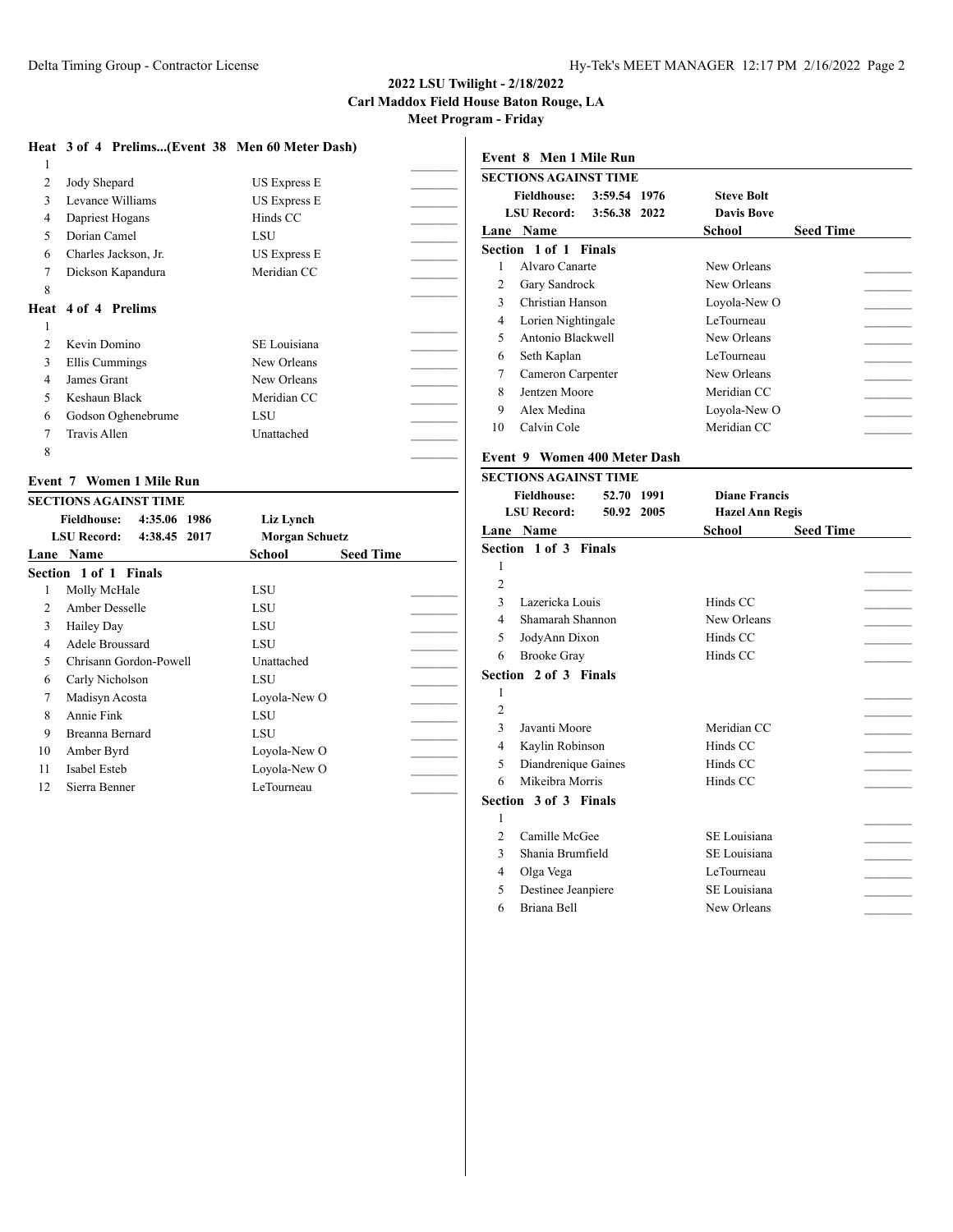# 2022 LSU Twilight - 2/18/2022

**Carl Maddox Field House Baton Rouge, LA**

**Meet Program - Friday**

### Heat 3 of 4 Prelims...(Event 38 Men 60 Meter Dash)

| Lane | Name | School | Seed Time |
|---|---|---|---|
| 1 | | | |
| 2 | Jody Shepard | US Express E | |
| 3 | Levance Williams | US Express E | |
| 4 | Dapriest Hogans | Hinds CC | |
| 5 | Dorian Camel | LSU | |
| 6 | Charles Jackson, Jr. | US Express E | |
| 7 | Dickson Kapandura | Meridian CC | |
| 8 | | | |

### Heat 4 of 4 Prelims

| Lane | Name | School | Seed Time |
|---|---|---|---|
| 1 | | | |
| 2 | Kevin Domino | SE Louisiana | |
| 3 | Ellis Cummings | New Orleans | |
| 4 | James Grant | New Orleans | |
| 5 | Keshaun Black | Meridian CC | |
| 6 | Godson Oghenebrume | LSU | |
| 7 | Travis Allen | Unattached | |
| 8 | | | |

## Event 7 Women 1 Mile Run

**SECTIONS AGAINST TIME**

| | | | |
|---|---|---|---|
| **Fieldhouse:** | 4:35.06 | 1986 | **Liz Lynch** |
| **LSU Record:** | 4:38.45 | 2017 | **Morgan Schuetz** |

### Section 1 of 1 Finals

| Lane | Name | School | Seed Time |
|---|---|---|---|
| 1 | Molly McHale | LSU | |
| 2 | Amber Desselle | LSU | |
| 3 | Hailey Day | LSU | |
| 4 | Adele Broussard | LSU | |
| 5 | Chrisann Gordon-Powell | Unattached | |
| 6 | Carly Nicholson | LSU | |
| 7 | Madisyn Acosta | Loyola-New O | |
| 8 | Annie Fink | LSU | |
| 9 | Breanna Bernard | LSU | |
| 10 | Amber Byrd | Loyola-New O | |
| 11 | Isabel Esteb | Loyola-New O | |
| 12 | Sierra Benner | LeTourneau | |

## Event 8 Men 1 Mile Run

**SECTIONS AGAINST TIME**

| | | | |
|---|---|---|---|
| **Fieldhouse:** | 3:59.54 | 1976 | **Steve Bolt** |
| **LSU Record:** | 3:56.38 | 2022 | **Davis Bove** |

### Section 1 of 1 Finals

| Lane | Name | School | Seed Time |
|---|---|---|---|
| 1 | Alvaro Canarte | New Orleans | |
| 2 | Gary Sandrock | New Orleans | |
| 3 | Christian Hanson | Loyola-New O | |
| 4 | Lorien Nightingale | LeTourneau | |
| 5 | Antonio Blackwell | New Orleans | |
| 6 | Seth Kaplan | LeTourneau | |
| 7 | Cameron Carpenter | New Orleans | |
| 8 | Jentzen Moore | Meridian CC | |
| 9 | Alex Medina | Loyola-New O | |
| 10 | Calvin Cole | Meridian CC | |

## Event 9 Women 400 Meter Dash

**SECTIONS AGAINST TIME**

| | | | |
|---|---|---|---|
| **Fieldhouse:** | 52.70 | 1991 | **Diane Francis** |
| **LSU Record:** | 50.92 | 2005 | **Hazel Ann Regis** |

### Section 1 of 3 Finals

| Lane | Name | School | Seed Time |
|---|---|---|---|
| 1 | | | |
| 2 | | | |
| 3 | Lazericka Louis | Hinds CC | |
| 4 | Shamarah Shannon | New Orleans | |
| 5 | JodyAnn Dixon | Hinds CC | |
| 6 | Brooke Gray | Hinds CC | |

### Section 2 of 3 Finals

| Lane | Name | School | Seed Time |
|---|---|---|---|
| 1 | | | |
| 2 | | | |
| 3 | Javanti Moore | Meridian CC | |
| 4 | Kaylin Robinson | Hinds CC | |
| 5 | Diandrenique Gaines | Hinds CC | |
| 6 | Mikeibra Morris | Hinds CC | |

### Section 3 of 3 Finals

| Lane | Name | School | Seed Time |
|---|---|---|---|
| 1 | | | |
| 2 | Camille McGee | SE Louisiana | |
| 3 | Shania Brumfield | SE Louisiana | |
| 4 | Olga Vega | LeTourneau | |
| 5 | Destinee Jeanpiere | SE Louisiana | |
| 6 | Briana Bell | New Orleans | |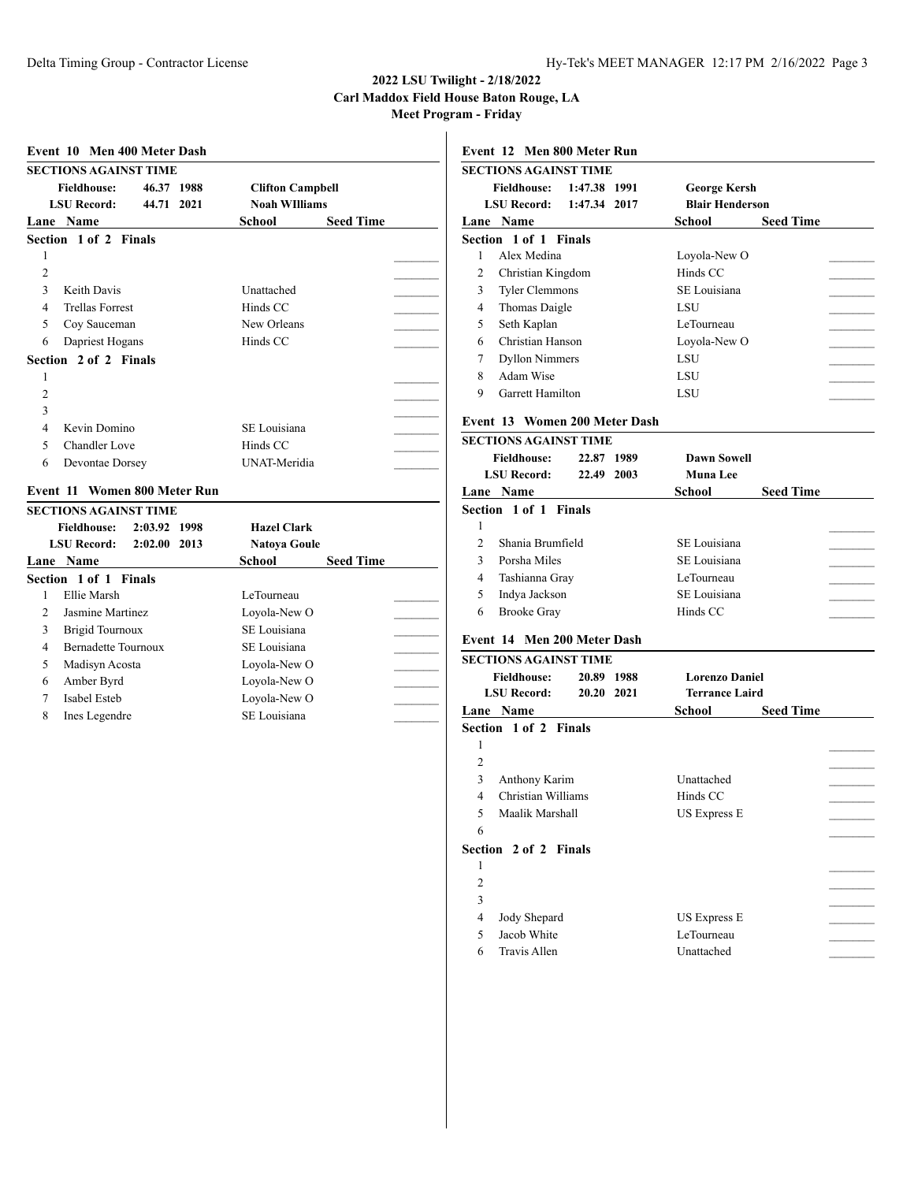## 2022 LSU Twilight - 2/18/2022
## Carl Maddox Field House Baton Rouge, LA
## Meet Program - Friday

### Event 10 Men 400 Meter Dash

**SECTIONS AGAINST TIME**

| | | | |
|---|---|---|---|
| **Fieldhouse:** | 46.37 1988 | **Clifton Campbell** | |
| **LSU Record:** | 44.71 2021 | **Noah WIlliams** | |

| Lane | Name | School | Seed Time |
|---|---|---|---|
| **Section 1 of 2 Finals** | | | |
| 1 | | | |
| 2 | | | |
| 3 | Keith Davis | Unattached | |
| 4 | Trellas Forrest | Hinds CC | |
| 5 | Coy Sauceman | New Orleans | |
| 6 | Dapriest Hogans | Hinds CC | |
| **Section 2 of 2 Finals** | | | |
| 1 | | | |
| 2 | | | |
| 3 | | | |
| 4 | Kevin Domino | SE Louisiana | |
| 5 | Chandler Love | Hinds CC | |
| 6 | Devontae Dorsey | UNAT-Meridia | |

### Event 11 Women 800 Meter Run

**SECTIONS AGAINST TIME**

| | | | |
|---|---|---|---|
| **Fieldhouse:** | 2:03.92 1998 | **Hazel Clark** | |
| **LSU Record:** | 2:02.00 2013 | **Natoya Goule** | |

| Lane | Name | School | Seed Time |
|---|---|---|---|
| **Section 1 of 1 Finals** | | | |
| 1 | Ellie Marsh | LeTourneau | |
| 2 | Jasmine Martinez | Loyola-New O | |
| 3 | Brigid Tournoux | SE Louisiana | |
| 4 | Bernadette Tournoux | SE Louisiana | |
| 5 | Madisyn Acosta | Loyola-New O | |
| 6 | Amber Byrd | Loyola-New O | |
| 7 | Isabel Esteb | Loyola-New O | |
| 8 | Ines Legendre | SE Louisiana | |

### Event 12 Men 800 Meter Run

**SECTIONS AGAINST TIME**

| | | | |
|---|---|---|---|
| **Fieldhouse:** | 1:47.38 1991 | **George Kersh** | |
| **LSU Record:** | 1:47.34 2017 | **Blair Henderson** | |

| Lane | Name | School | Seed Time |
|---|---|---|---|
| **Section 1 of 1 Finals** | | | |
| 1 | Alex Medina | Loyola-New O | |
| 2 | Christian Kingdom | Hinds CC | |
| 3 | Tyler Clemmons | SE Louisiana | |
| 4 | Thomas Daigle | LSU | |
| 5 | Seth Kaplan | LeTourneau | |
| 6 | Christian Hanson | Loyola-New O | |
| 7 | Dyllon Nimmers | LSU | |
| 8 | Adam Wise | LSU | |
| 9 | Garrett Hamilton | LSU | |

### Event 13 Women 200 Meter Dash

**SECTIONS AGAINST TIME**

| | | | |
|---|---|---|---|
| **Fieldhouse:** | 22.87 1989 | **Dawn Sowell** | |
| **LSU Record:** | 22.49 2003 | **Muna Lee** | |

| Lane | Name | School | Seed Time |
|---|---|---|---|
| **Section 1 of 1 Finals** | | | |
| 1 | | | |
| 2 | Shania Brumfield | SE Louisiana | |
| 3 | Porsha Miles | SE Louisiana | |
| 4 | Tashianna Gray | LeTourneau | |
| 5 | Indya Jackson | SE Louisiana | |
| 6 | Brooke Gray | Hinds CC | |

### Event 14 Men 200 Meter Dash

**SECTIONS AGAINST TIME**

| | | | |
|---|---|---|---|
| **Fieldhouse:** | 20.89 1988 | **Lorenzo Daniel** | |
| **LSU Record:** | 20.20 2021 | **Terrance Laird** | |

| Lane | Name | School | Seed Time |
|---|---|---|---|
| **Section 1 of 2 Finals** | | | |
| 1 | | | |
| 2 | | | |
| 3 | Anthony Karim | Unattached | |
| 4 | Christian Williams | Hinds CC | |
| 5 | Maalik Marshall | US Express E | |
| 6 | | | |
| **Section 2 of 2 Finals** | | | |
| 1 | | | |
| 2 | | | |
| 3 | | | |
| 4 | Jody Shepard | US Express E | |
| 5 | Jacob White | LeTourneau | |
| 6 | Travis Allen | Unattached | |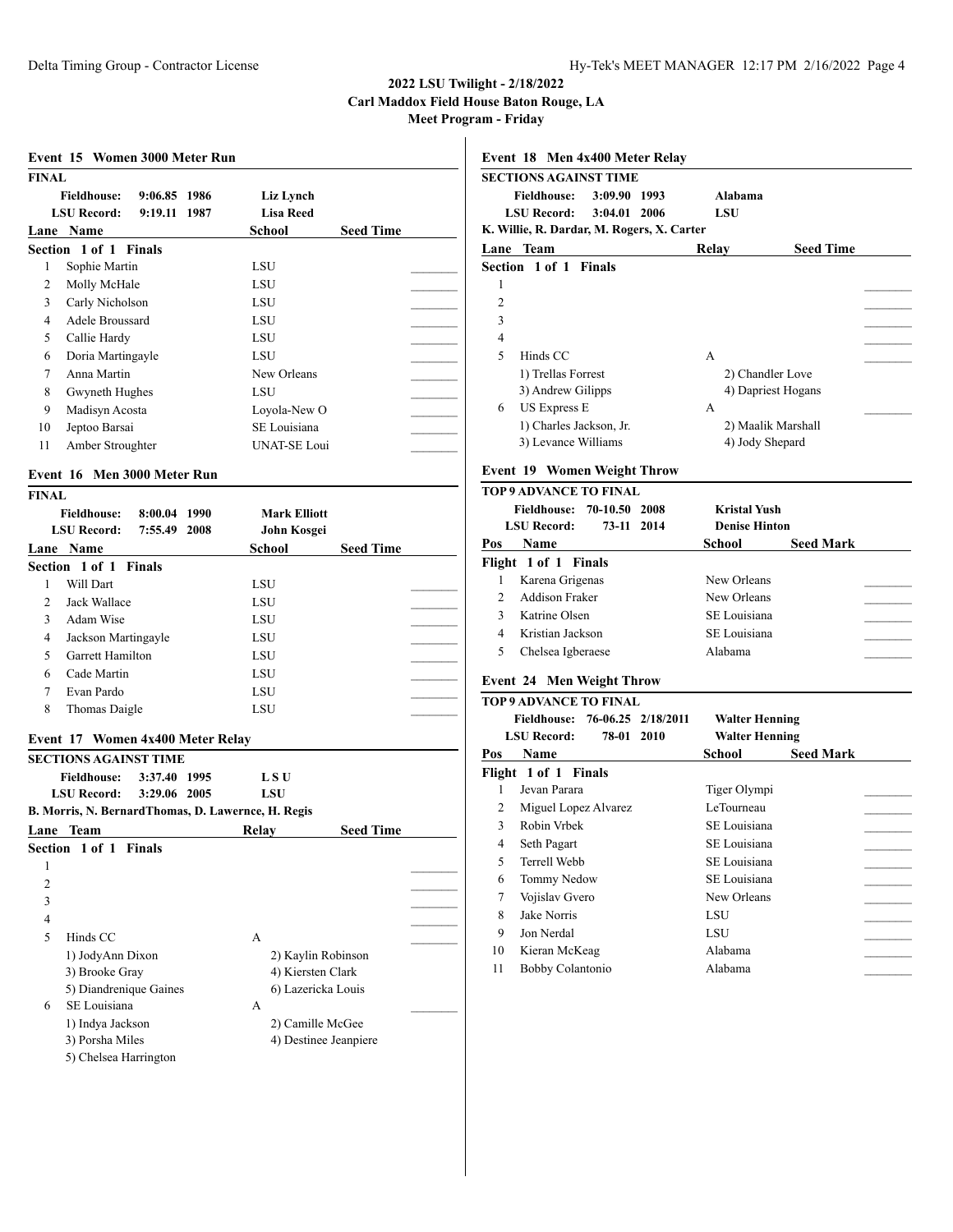# 2022 LSU Twilight - 2/18/2022

**Carl Maddox Field House Baton Rouge, LA**

**Meet Program - Friday**

## Event 15 Women 3000 Meter Run

**FINAL**

**Fieldhouse:** 9:06.85 1986 **Liz Lynch**
**LSU Record:** 9:19.11 1987 **Lisa Reed**

| Lane | Name | School | Seed Time |
|---|---|---|---|
| **Section 1 of 1 Finals** | | | |
| 1 | Sophie Martin | LSU | _______ |
| 2 | Molly McHale | LSU | _______ |
| 3 | Carly Nicholson | LSU | _______ |
| 4 | Adele Broussard | LSU | _______ |
| 5 | Callie Hardy | LSU | _______ |
| 6 | Doria Martingayle | LSU | _______ |
| 7 | Anna Martin | New Orleans | _______ |
| 8 | Gwyneth Hughes | LSU | _______ |
| 9 | Madisyn Acosta | Loyola-New O | _______ |
| 10 | Jeptoo Barsai | SE Louisiana | _______ |
| 11 | Amber Stroughter | UNAT-SE Loui | _______ |

## Event 16 Men 3000 Meter Run

**FINAL**

**Fieldhouse:** 8:00.04 1990 **Mark Elliott**
**LSU Record:** 7:55.49 2008 **John Kosgei**

| Lane | Name | School | Seed Time |
|---|---|---|---|
| **Section 1 of 1 Finals** | | | |
| 1 | Will Dart | LSU | _______ |
| 2 | Jack Wallace | LSU | _______ |
| 3 | Adam Wise | LSU | _______ |
| 4 | Jackson Martingayle | LSU | _______ |
| 5 | Garrett Hamilton | LSU | _______ |
| 6 | Cade Martin | LSU | _______ |
| 7 | Evan Pardo | LSU | _______ |
| 8 | Thomas Daigle | LSU | _______ |

## Event 17 Women 4x400 Meter Relay

**SECTIONS AGAINST TIME**

**Fieldhouse:** 3:37.40 1995 **L S U**
**LSU Record:** 3:29.06 2005 **LSU**
**B. Morris, N. BernardThomas, D. Lawernce, H. Regis**

| Lane | Team | Relay | Seed Time |
|---|---|---|---|
| **Section 1 of 1 Finals** | | | |
| 1 | | | _______ |
| 2 | | | _______ |
| 3 | | | _______ |
| 4 | | | _______ |
| 5 | Hinds CC | A | _______ |
| | 1) JodyAnn Dixon | 2) Kaylin Robinson | |
| | 3) Brooke Gray | 4) Kiersten Clark | |
| | 5) Diandrenique Gaines | 6) Lazericka Louis | |
| 6 | SE Louisiana | A | _______ |
| | 1) Indya Jackson | 2) Camille McGee | |
| | 3) Porsha Miles | 4) Destinee Jeanpiere | |
| | 5) Chelsea Harrington | | |

## Event 18 Men 4x400 Meter Relay

**SECTIONS AGAINST TIME**

**Fieldhouse:** 3:09.90 1993 **Alabama**
**LSU Record:** 3:04.01 2006 **LSU**
**K. Willie, R. Dardar, M. Rogers, X. Carter**

| Lane | Team | Relay | Seed Time |
|---|---|---|---|
| **Section 1 of 1 Finals** | | | |
| 1 | | | _______ |
| 2 | | | _______ |
| 3 | | | _______ |
| 4 | | | _______ |
| 5 | Hinds CC | A | _______ |
| | 1) Trellas Forrest | 2) Chandler Love | |
| | 3) Andrew Gilipps | 4) Dapriest Hogans | |
| 6 | US Express E | A | _______ |
| | 1) Charles Jackson, Jr. | 2) Maalik Marshall | |
| | 3) Levance Williams | 4) Jody Shepard | |

## Event 19 Women Weight Throw

**TOP 9 ADVANCE TO FINAL**

**Fieldhouse:** 70-10.50 2008 **Kristal Yush**
**LSU Record:** 73-11 2014 **Denise Hinton**

| Pos | Name | School | Seed Mark |
|---|---|---|---|
| **Flight 1 of 1 Finals** | | | |
| 1 | Karena Grigenas | New Orleans | _______ |
| 2 | Addison Fraker | New Orleans | _______ |
| 3 | Katrine Olsen | SE Louisiana | _______ |
| 4 | Kristian Jackson | SE Louisiana | _______ |
| 5 | Chelsea Igberaese | Alabama | _______ |

## Event 24 Men Weight Throw

**TOP 9 ADVANCE TO FINAL**

**Fieldhouse:** 76-06.25 2/18/2011 **Walter Henning**
**LSU Record:** 78-01 2010 **Walter Henning**

| Pos | Name | School | Seed Mark |
|---|---|---|---|
| **Flight 1 of 1 Finals** | | | |
| 1 | Jevan Parara | Tiger Olympi | _______ |
| 2 | Miguel Lopez Alvarez | LeTourneau | _______ |
| 3 | Robin Vrbek | SE Louisiana | _______ |
| 4 | Seth Pagart | SE Louisiana | _______ |
| 5 | Terrell Webb | SE Louisiana | _______ |
| 6 | Tommy Nedow | SE Louisiana | _______ |
| 7 | Vojislav Gvero | New Orleans | _______ |
| 8 | Jake Norris | LSU | _______ |
| 9 | Jon Nerdal | LSU | _______ |
| 10 | Kieran McKeag | Alabama | _______ |
| 11 | Bobby Colantonio | Alabama | _______ |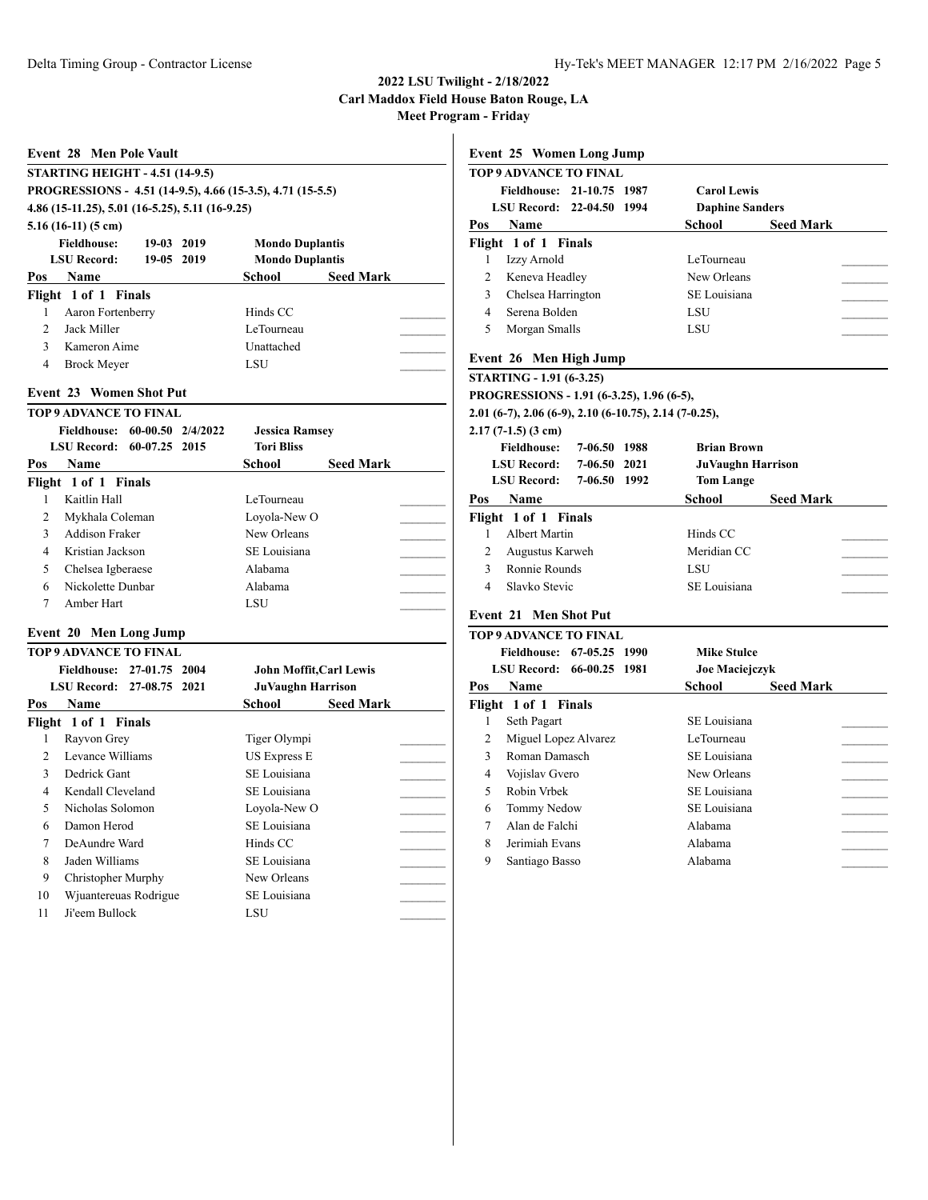**2022 LSU Twilight - 2/18/2022**
**Carl Maddox Field House Baton Rouge, LA**
**Meet Program - Friday**

### Event 28 Men Pole Vault

**STARTING HEIGHT - 4.51 (14-9.5)**
**PROGRESSIONS - 4.51 (14-9.5), 4.66 (15-3.5), 4.71 (15-5.5)**
**4.86 (15-11.25), 5.01 (16-5.25), 5.11 (16-9.25)**
**5.16 (16-11) (5 cm)**

**Fieldhouse:** 19-03 2019 **Mondo Duplantis**
**LSU Record:** 19-05 2019 **Mondo Duplantis**

**Flight 1 of 1 Finals**

| Pos | Name | School | Seed Mark |
|---|---|---|---|
| 1 | Aaron Fortenberry | Hinds CC | _______ |
| 2 | Jack Miller | LeTourneau | _______ |
| 3 | Kameron Aime | Unattached | _______ |
| 4 | Brock Meyer | LSU | _______ |

### Event 23 Women Shot Put

**TOP 9 ADVANCE TO FINAL**

**Fieldhouse:** 60-00.50 2/4/2022 **Jessica Ramsey**
**LSU Record:** 60-07.25 2015 **Tori Bliss**

**Flight 1 of 1 Finals**

| Pos | Name | School | Seed Mark |
|---|---|---|---|
| 1 | Kaitlin Hall | LeTourneau | _______ |
| 2 | Mykhala Coleman | Loyola-New O | _______ |
| 3 | Addison Fraker | New Orleans | _______ |
| 4 | Kristian Jackson | SE Louisiana | _______ |
| 5 | Chelsea Igberaese | Alabama | _______ |
| 6 | Nickolette Dunbar | Alabama | _______ |
| 7 | Amber Hart | LSU | _______ |

### Event 20 Men Long Jump

**TOP 9 ADVANCE TO FINAL**

**Fieldhouse:** 27-01.75 2004 **John Moffit,Carl Lewis**
**LSU Record:** 27-08.75 2021 **JuVaughn Harrison**

**Flight 1 of 1 Finals**

| Pos | Name | School | Seed Mark |
|---|---|---|---|
| 1 | Rayvon Grey | Tiger Olympi | _______ |
| 2 | Levance Williams | US Express E | _______ |
| 3 | Dedrick Gant | SE Louisiana | _______ |
| 4 | Kendall Cleveland | SE Louisiana | _______ |
| 5 | Nicholas Solomon | Loyola-New O | _______ |
| 6 | Damon Herod | SE Louisiana | _______ |
| 7 | DeAundre Ward | Hinds CC | _______ |
| 8 | Jaden Williams | SE Louisiana | _______ |
| 9 | Christopher Murphy | New Orleans | _______ |
| 10 | Wjuantereuas Rodrigue | SE Louisiana | _______ |
| 11 | Ji'eem Bullock | LSU | _______ |

### Event 25 Women Long Jump

**TOP 9 ADVANCE TO FINAL**

**Fieldhouse:** 21-10.75 1987 **Carol Lewis**
**LSU Record:** 22-04.50 1994 **Daphine Sanders**

**Flight 1 of 1 Finals**

| Pos | Name | School | Seed Mark |
|---|---|---|---|
| 1 | Izzy Arnold | LeTourneau | _______ |
| 2 | Keneva Headley | New Orleans | _______ |
| 3 | Chelsea Harrington | SE Louisiana | _______ |
| 4 | Serena Bolden | LSU | _______ |
| 5 | Morgan Smalls | LSU | _______ |

### Event 26 Men High Jump

**STARTING - 1.91 (6-3.25)**
**PROGRESSIONS - 1.91 (6-3.25), 1.96 (6-5),**
**2.01 (6-7), 2.06 (6-9), 2.10 (6-10.75), 2.14 (7-0.25),**
**2.17 (7-1.5) (3 cm)**

**Fieldhouse:** 7-06.50 1988 **Brian Brown**
**LSU Record:** 7-06.50 2021 **JuVaughn Harrison**
**LSU Record:** 7-06.50 1992 **Tom Lange**

**Flight 1 of 1 Finals**

| Pos | Name | School | Seed Mark |
|---|---|---|---|
| 1 | Albert Martin | Hinds CC | _______ |
| 2 | Augustus Karweh | Meridian CC | _______ |
| 3 | Ronnie Rounds | LSU | _______ |
| 4 | Slavko Stevic | SE Louisiana | _______ |

### Event 21 Men Shot Put

**TOP 9 ADVANCE TO FINAL**

**Fieldhouse:** 67-05.25 1990 **Mike Stulce**
**LSU Record:** 66-00.25 1981 **Joe Maciejczyk**

**Flight 1 of 1 Finals**

| Pos | Name | School | Seed Mark |
|---|---|---|---|
| 1 | Seth Pagart | SE Louisiana | _______ |
| 2 | Miguel Lopez Alvarez | LeTourneau | _______ |
| 3 | Roman Damasch | SE Louisiana | _______ |
| 4 | Vojislav Gvero | New Orleans | _______ |
| 5 | Robin Vrbek | SE Louisiana | _______ |
| 6 | Tommy Nedow | SE Louisiana | _______ |
| 7 | Alan de Falchi | Alabama | _______ |
| 8 | Jerimiah Evans | Alabama | _______ |
| 9 | Santiago Basso | Alabama | _______ |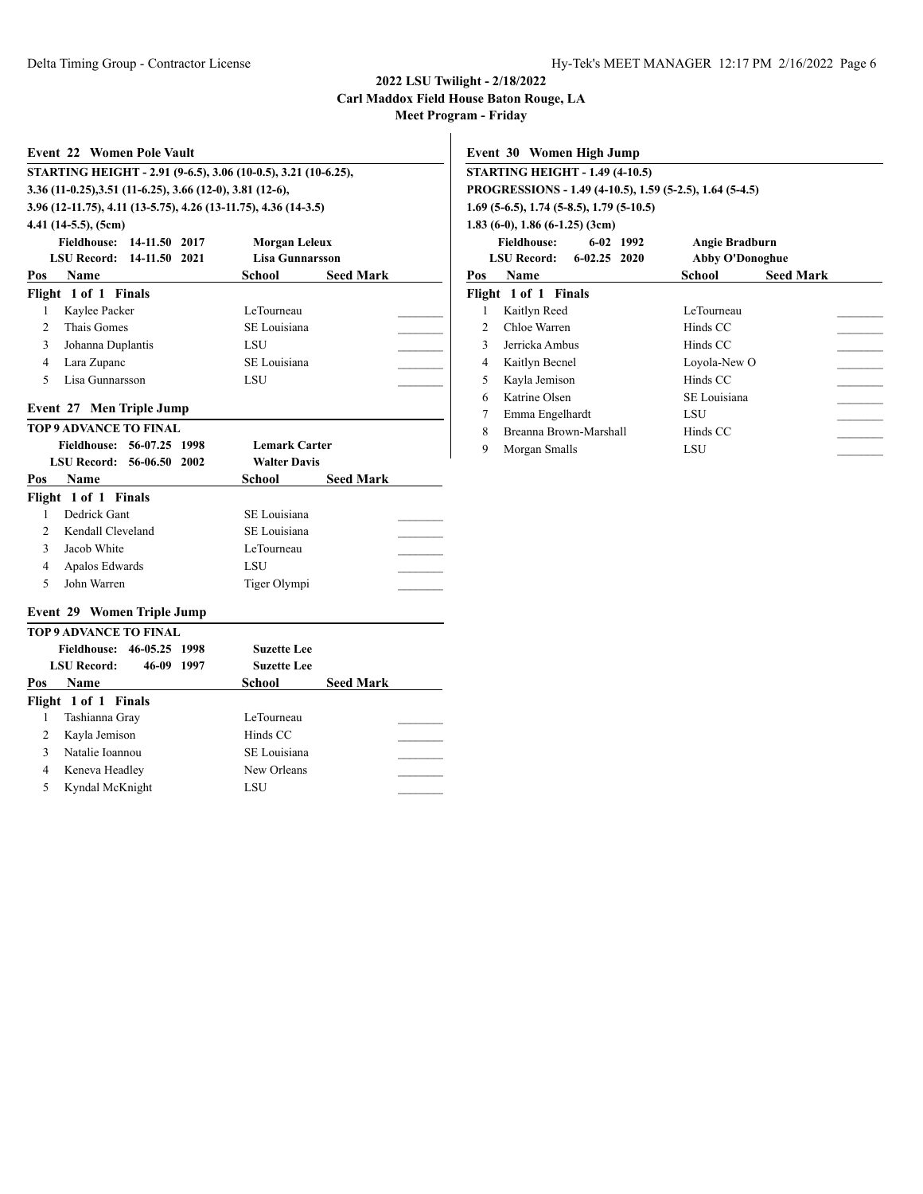## 2022 LSU Twilight - 2/18/2022
## Carl Maddox Field House Baton Rouge, LA
## Meet Program - Friday

### Event 22 Women Pole Vault

**STARTING HEIGHT - 2.91 (9-6.5), 3.06 (10-0.5), 3.21 (10-6.25), 3.36 (11-0.25),3.51 (11-6.25), 3.66 (12-0), 3.81 (12-6), 3.96 (12-11.75), 4.11 (13-5.75), 4.26 (13-11.75), 4.36 (14-3.5) 4.41 (14-5.5), (5cm)**

**Fieldhouse: 14-11.50 2017 Morgan Leleux**
**LSU Record: 14-11.50 2021 Lisa Gunnarsson**

| Pos | Name | School | Seed Mark | |
|---|---|---|---|---|
| **Flight 1 of 1 Finals** | | | | |
| 1 | Kaylee Packer | LeTourneau | | ________ |
| 2 | Thais Gomes | SE Louisiana | | ________ |
| 3 | Johanna Duplantis | LSU | | ________ |
| 4 | Lara Zupanc | SE Louisiana | | ________ |
| 5 | Lisa Gunnarsson | LSU | | ________ |

### Event 27 Men Triple Jump

**TOP 9 ADVANCE TO FINAL**

**Fieldhouse: 56-07.25 1998 Lemark Carter**
**LSU Record: 56-06.50 2002 Walter Davis**

| Pos | Name | School | Seed Mark | |
|---|---|---|---|---|
| **Flight 1 of 1 Finals** | | | | |
| 1 | Dedrick Gant | SE Louisiana | | ________ |
| 2 | Kendall Cleveland | SE Louisiana | | ________ |
| 3 | Jacob White | LeTourneau | | ________ |
| 4 | Apalos Edwards | LSU | | ________ |
| 5 | John Warren | Tiger Olympi | | ________ |

### Event 29 Women Triple Jump

**TOP 9 ADVANCE TO FINAL**

**Fieldhouse: 46-05.25 1998 Suzette Lee**
**LSU Record: 46-09 1997 Suzette Lee**

| Pos | Name | School | Seed Mark | |
|---|---|---|---|---|
| **Flight 1 of 1 Finals** | | | | |
| 1 | Tashianna Gray | LeTourneau | | ________ |
| 2 | Kayla Jemison | Hinds CC | | ________ |
| 3 | Natalie Ioannou | SE Louisiana | | ________ |
| 4 | Keneva Headley | New Orleans | | ________ |
| 5 | Kyndal McKnight | LSU | | ________ |

### Event 30 Women High Jump

**STARTING HEIGHT - 1.49 (4-10.5)**
**PROGRESSIONS - 1.49 (4-10.5), 1.59 (5-2.5), 1.64 (5-4.5) 1.69 (5-6.5), 1.74 (5-8.5), 1.79 (5-10.5) 1.83 (6-0), 1.86 (6-1.25) (3cm)**

**Fieldhouse: 6-02 1992 Angie Bradburn**
**LSU Record: 6-02.25 2020 Abby O'Donoghue**

| Pos | Name | School | Seed Mark | |
|---|---|---|---|---|
| **Flight 1 of 1 Finals** | | | | |
| 1 | Kaitlyn Reed | LeTourneau | | ________ |
| 2 | Chloe Warren | Hinds CC | | ________ |
| 3 | Jerricka Ambus | Hinds CC | | ________ |
| 4 | Kaitlyn Becnel | Loyola-New O | | ________ |
| 5 | Kayla Jemison | Hinds CC | | ________ |
| 6 | Katrine Olsen | SE Louisiana | | ________ |
| 7 | Emma Engelhardt | LSU | | ________ |
| 8 | Breanna Brown-Marshall | Hinds CC | | ________ |
| 9 | Morgan Smalls | LSU | | ________ |